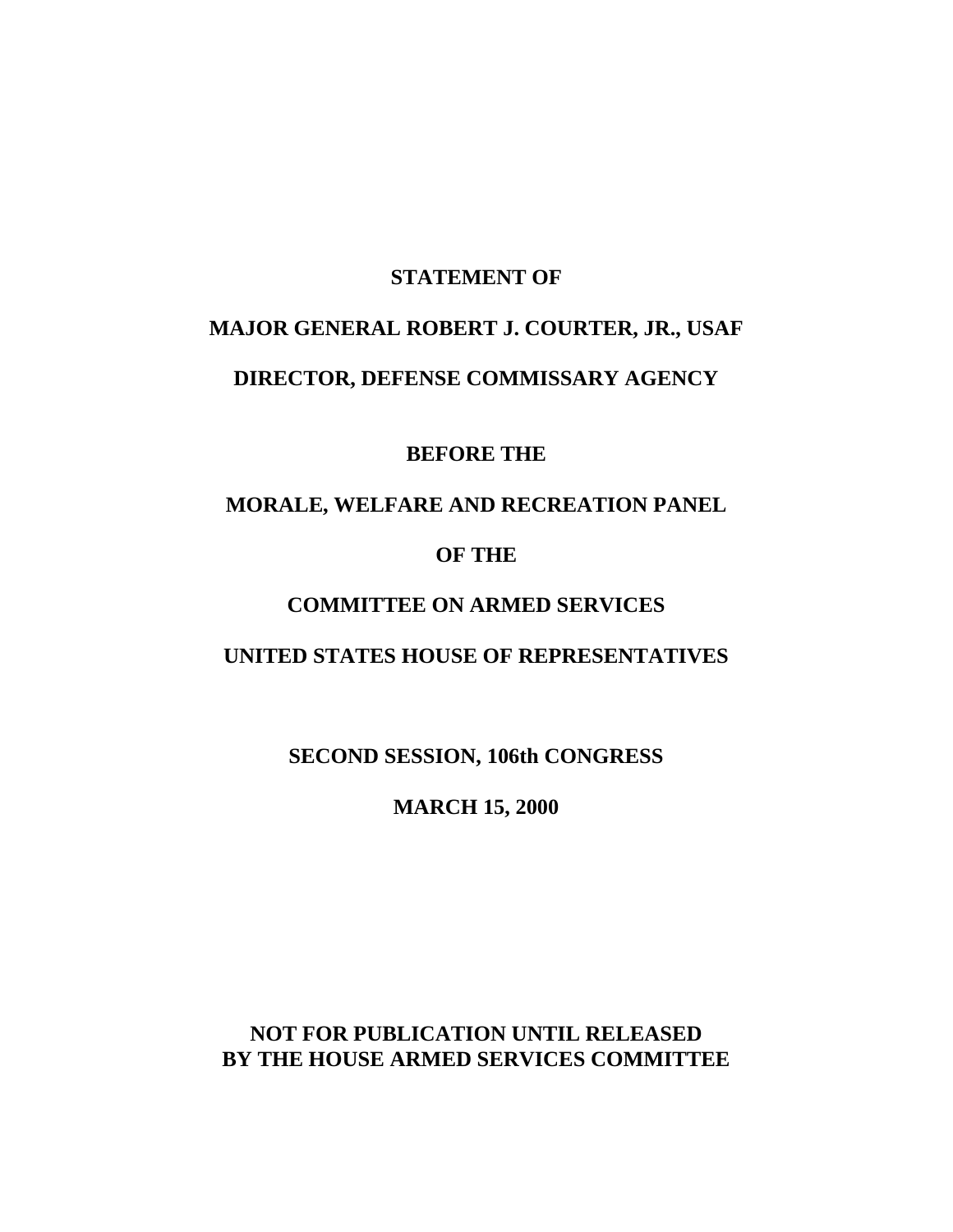**STATEMENT OF**

**MAJOR GENERAL ROBERT J. COURTER, JR., USAF**

**DIRECTOR, DEFENSE COMMISSARY AGENCY**

**BEFORE THE**

**MORALE, WELFARE AND RECREATION PANEL**

**OF THE**

**COMMITTEE ON ARMED SERVICES**

**UNITED STATES HOUSE OF REPRESENTATIVES**

**SECOND SESSION, 106th CONGRESS**

**MARCH 15, 2000**

**NOT FOR PUBLICATION UNTIL RELEASED BY THE HOUSE ARMED SERVICES COMMITTEE**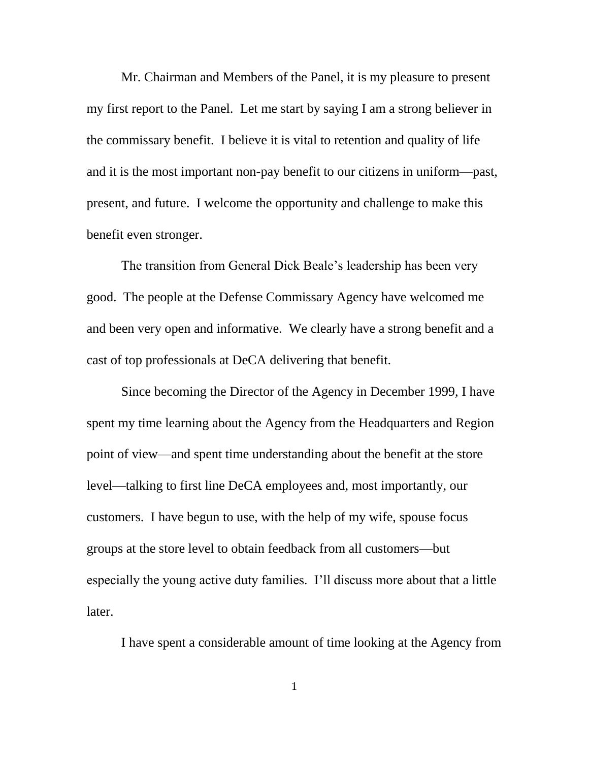Mr. Chairman and Members of the Panel, it is my pleasure to present my first report to the Panel. Let me start by saying I am a strong believer in the commissary benefit. I believe it is vital to retention and quality of life and it is the most important non-pay benefit to our citizens in uniform—past, present, and future. I welcome the opportunity and challenge to make this benefit even stronger.

The transition from General Dick Beale's leadership has been very good. The people at the Defense Commissary Agency have welcomed me and been very open and informative. We clearly have a strong benefit and a cast of top professionals at DeCA delivering that benefit.

Since becoming the Director of the Agency in December 1999, I have spent my time learning about the Agency from the Headquarters and Region point of view—and spent time understanding about the benefit at the store level—talking to first line DeCA employees and, most importantly, our customers. I have begun to use, with the help of my wife, spouse focus groups at the store level to obtain feedback from all customers—but especially the young active duty families. I'll discuss more about that a little later.

I have spent a considerable amount of time looking at the Agency from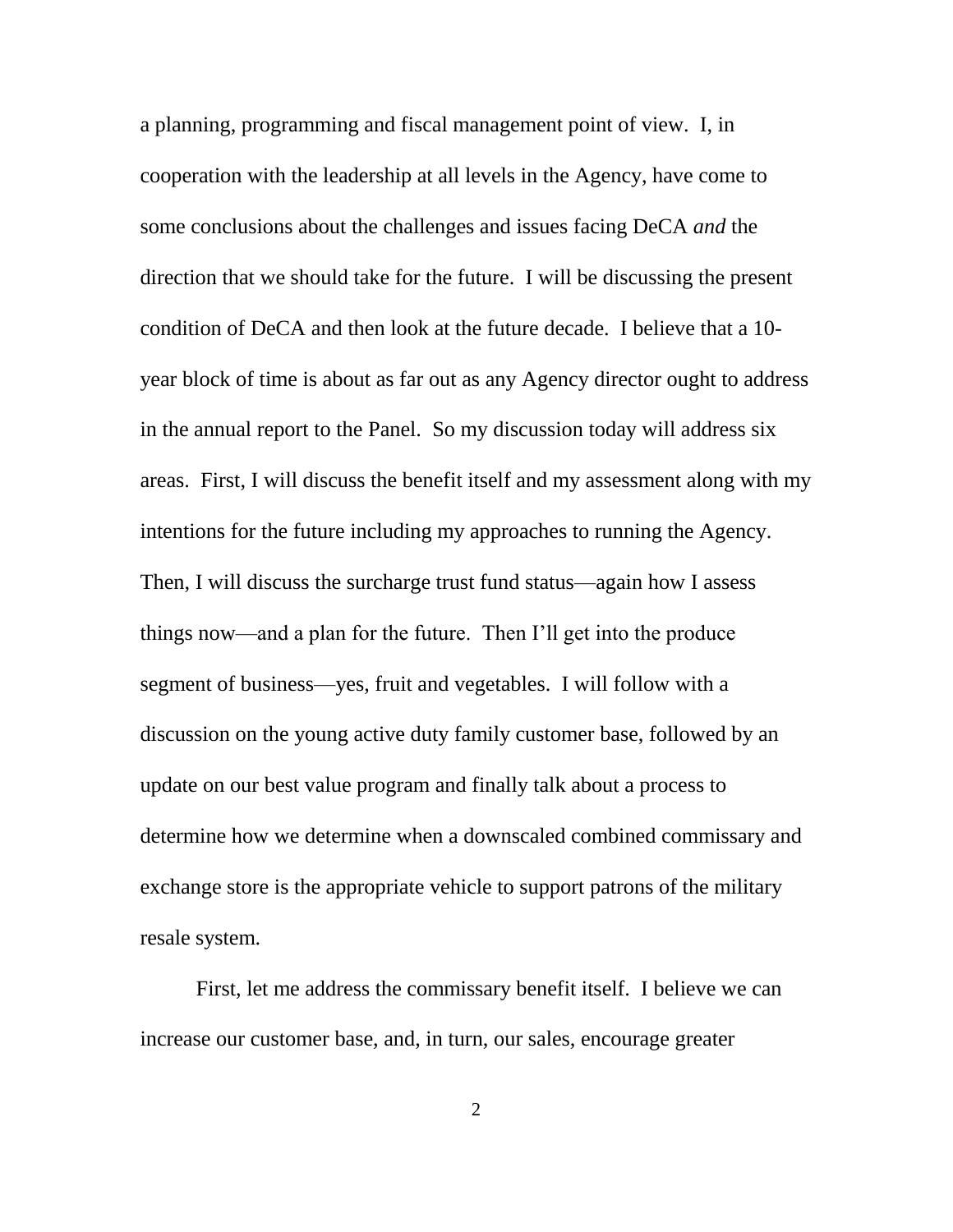a planning, programming and fiscal management point of view. I, in cooperation with the leadership at all levels in the Agency, have come to some conclusions about the challenges and issues facing DeCA *and* the direction that we should take for the future. I will be discussing the present condition of DeCA and then look at the future decade. I believe that a 10-year block of time is about as far out as any Agency director ought to address in the annual report to the Panel. So my discussion today will address six areas. First, I will discuss the benefit itself and my assessment along with my intentions for the future including my approaches to running the Agency. Then, I will discuss the surcharge trust fund status—again how I assess things now—and a plan for the future. Then I'll get into the produce segment of business—yes, fruit and vegetables. I will follow with a discussion on the young active duty family customer base, followed by an update on our best value program and finally talk about a process to determine how we determine when a downscaled combined commissary and exchange store is the appropriate vehicle to support patrons of the military resale system.

First, let me address the commissary benefit itself. I believe we can increase our customer base, and, in turn, our sales, encourage greater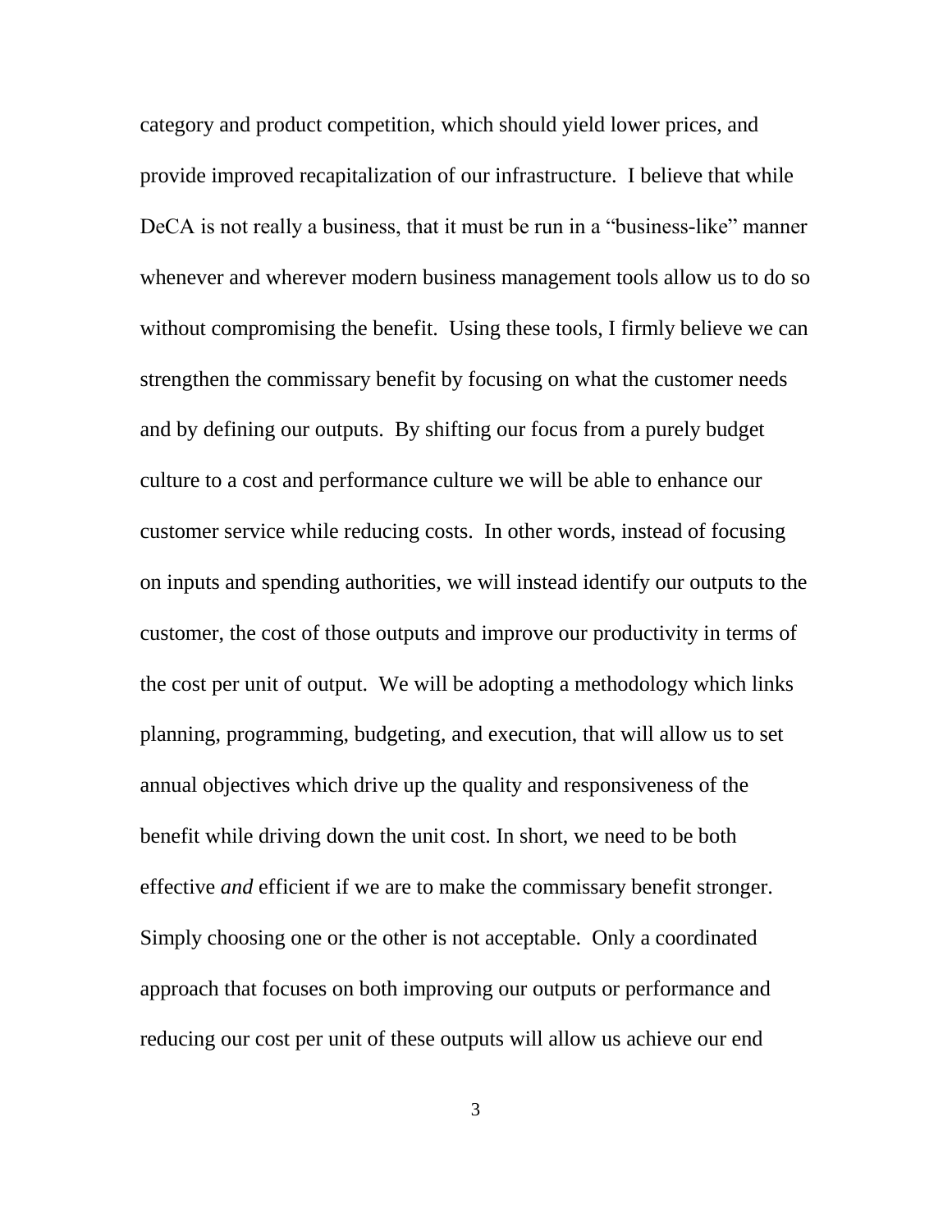category and product competition, which should yield lower prices, and provide improved recapitalization of our infrastructure. I believe that while DeCA is not really a business, that it must be run in a "business-like" manner whenever and wherever modern business management tools allow us to do so without compromising the benefit. Using these tools, I firmly believe we can strengthen the commissary benefit by focusing on what the customer needs and by defining our outputs. By shifting our focus from a purely budget culture to a cost and performance culture we will be able to enhance our customer service while reducing costs. In other words, instead of focusing on inputs and spending authorities, we will instead identify our outputs to the customer, the cost of those outputs and improve our productivity in terms of the cost per unit of output. We will be adopting a methodology which links planning, programming, budgeting, and execution, that will allow us to set annual objectives which drive up the quality and responsiveness of the benefit while driving down the unit cost. In short, we need to be both effective *and* efficient if we are to make the commissary benefit stronger. Simply choosing one or the other is not acceptable. Only a coordinated approach that focuses on both improving our outputs or performance and reducing our cost per unit of these outputs will allow us achieve our end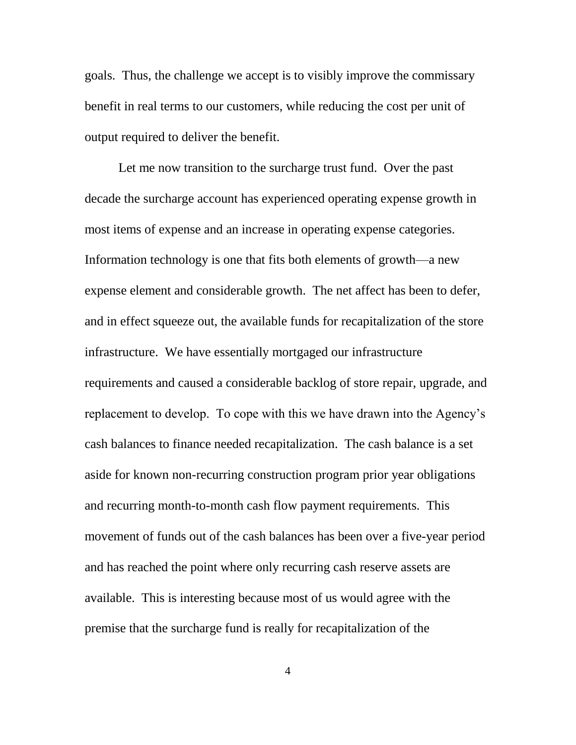goals. Thus, the challenge we accept is to visibly improve the commissary benefit in real terms to our customers, while reducing the cost per unit of output required to deliver the benefit.

Let me now transition to the surcharge trust fund. Over the past decade the surcharge account has experienced operating expense growth in most items of expense and an increase in operating expense categories. Information technology is one that fits both elements of growth—a new expense element and considerable growth. The net affect has been to defer, and in effect squeeze out, the available funds for recapitalization of the store infrastructure. We have essentially mortgaged our infrastructure requirements and caused a considerable backlog of store repair, upgrade, and replacement to develop. To cope with this we have drawn into the Agency's cash balances to finance needed recapitalization. The cash balance is a set aside for known non-recurring construction program prior year obligations and recurring month-to-month cash flow payment requirements. This movement of funds out of the cash balances has been over a five-year period and has reached the point where only recurring cash reserve assets are available. This is interesting because most of us would agree with the premise that the surcharge fund is really for recapitalization of the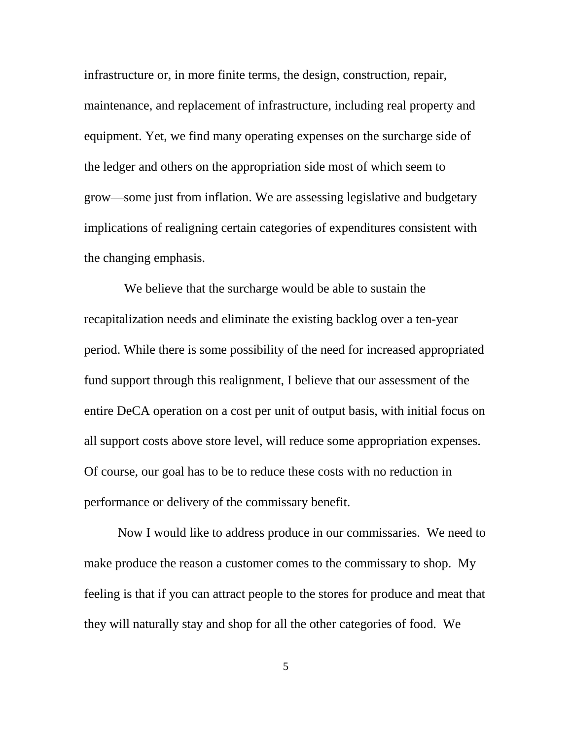infrastructure or, in more finite terms, the design, construction, repair, maintenance, and replacement of infrastructure, including real property and equipment. Yet, we find many operating expenses on the surcharge side of the ledger and others on the appropriation side most of which seem to grow—some just from inflation. We are assessing legislative and budgetary implications of realigning certain categories of expenditures consistent with the changing emphasis.

We believe that the surcharge would be able to sustain the recapitalization needs and eliminate the existing backlog over a ten-year period. While there is some possibility of the need for increased appropriated fund support through this realignment, I believe that our assessment of the entire DeCA operation on a cost per unit of output basis, with initial focus on all support costs above store level, will reduce some appropriation expenses. Of course, our goal has to be to reduce these costs with no reduction in performance or delivery of the commissary benefit.

Now I would like to address produce in our commissaries. We need to make produce the reason a customer comes to the commissary to shop. My feeling is that if you can attract people to the stores for produce and meat that they will naturally stay and shop for all the other categories of food. We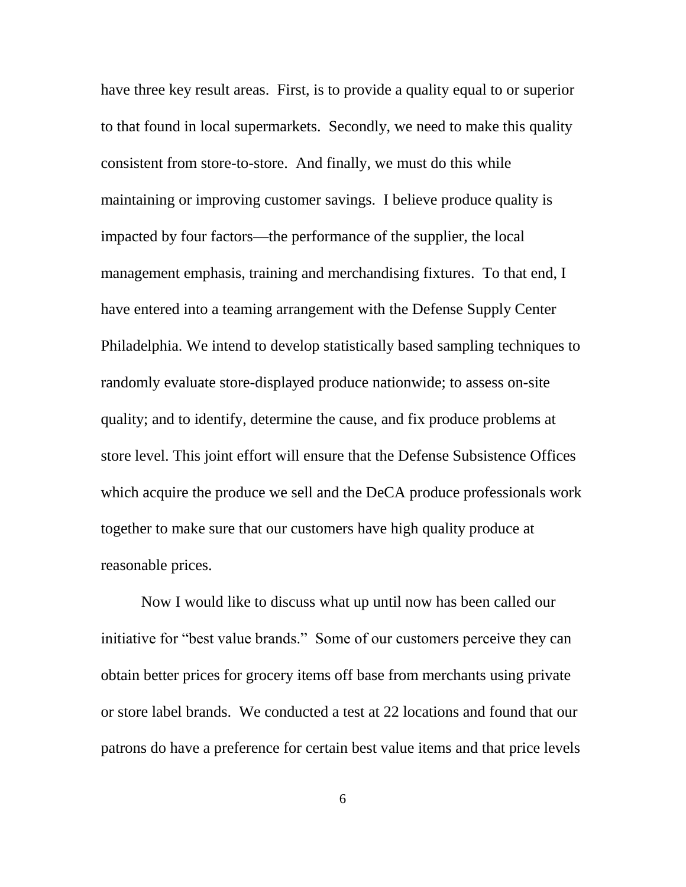have three key result areas. First, is to provide a quality equal to or superior to that found in local supermarkets. Secondly, we need to make this quality consistent from store-to-store. And finally, we must do this while maintaining or improving customer savings. I believe produce quality is impacted by four factors—the performance of the supplier, the local management emphasis, training and merchandising fixtures. To that end, I have entered into a teaming arrangement with the Defense Supply Center Philadelphia. We intend to develop statistically based sampling techniques to randomly evaluate store-displayed produce nationwide; to assess on-site quality; and to identify, determine the cause, and fix produce problems at store level. This joint effort will ensure that the Defense Subsistence Offices which acquire the produce we sell and the DeCA produce professionals work together to make sure that our customers have high quality produce at reasonable prices.

Now I would like to discuss what up until now has been called our initiative for "best value brands." Some of our customers perceive they can obtain better prices for grocery items off base from merchants using private or store label brands. We conducted a test at 22 locations and found that our patrons do have a preference for certain best value items and that price levels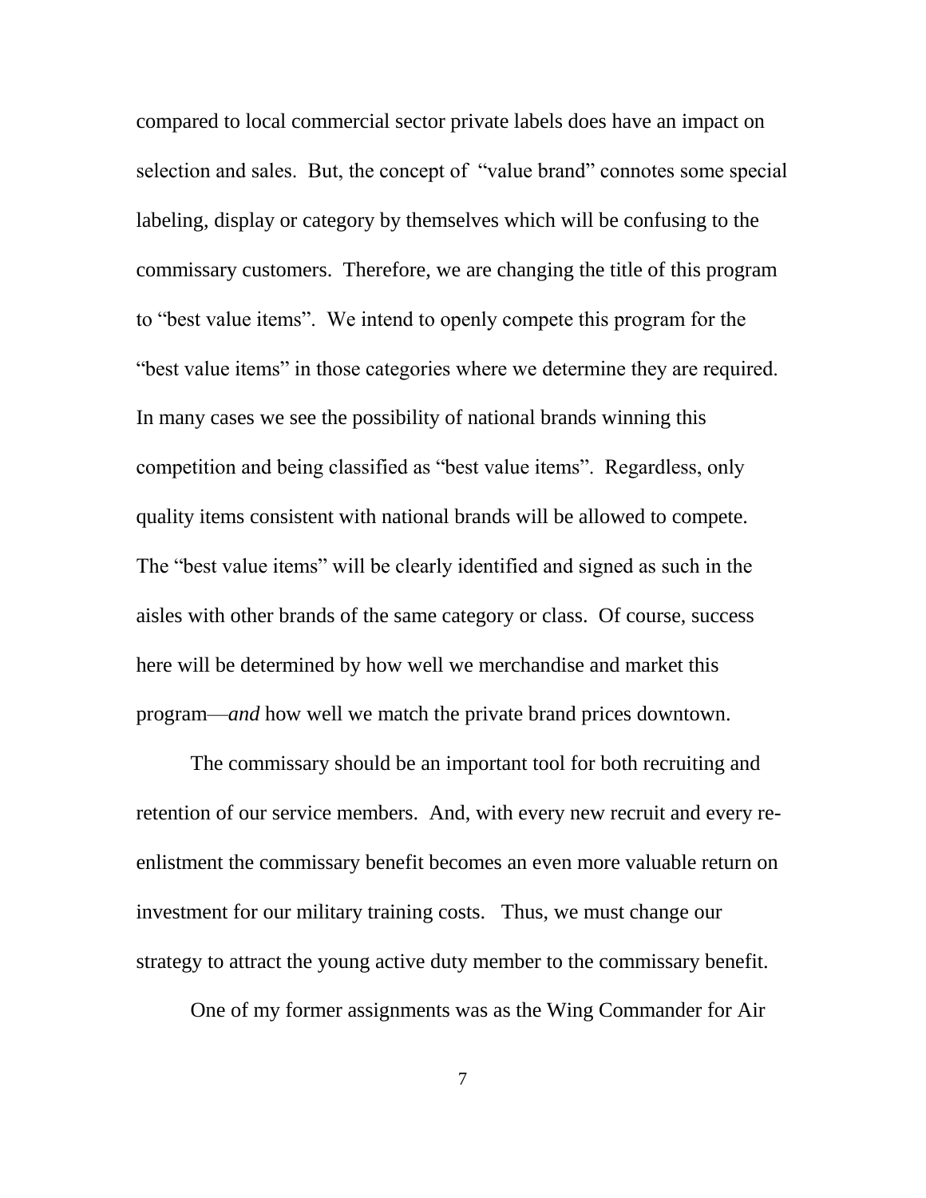compared to local commercial sector private labels does have an impact on selection and sales. But, the concept of "value brand" connotes some special labeling, display or category by themselves which will be confusing to the commissary customers. Therefore, we are changing the title of this program to "best value items". We intend to openly compete this program for the "best value items" in those categories where we determine they are required. In many cases we see the possibility of national brands winning this competition and being classified as "best value items". Regardless, only quality items consistent with national brands will be allowed to compete. The "best value items" will be clearly identified and signed as such in the aisles with other brands of the same category or class. Of course, success here will be determined by how well we merchandise and market this program—*and* how well we match the private brand prices downtown.

The commissary should be an important tool for both recruiting and retention of our service members. And, with every new recruit and every re-enlistment the commissary benefit becomes an even more valuable return on investment for our military training costs. Thus, we must change our strategy to attract the young active duty member to the commissary benefit.

One of my former assignments was as the Wing Commander for Air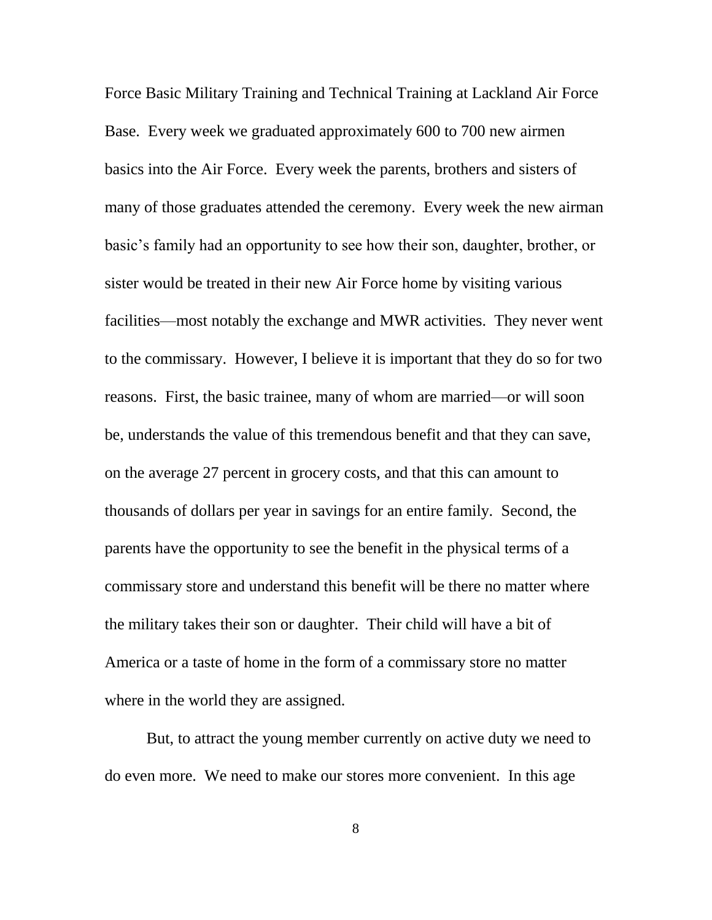Force Basic Military Training and Technical Training at Lackland Air Force Base. Every week we graduated approximately 600 to 700 new airmen basics into the Air Force. Every week the parents, brothers and sisters of many of those graduates attended the ceremony. Every week the new airman basic's family had an opportunity to see how their son, daughter, brother, or sister would be treated in their new Air Force home by visiting various facilities—most notably the exchange and MWR activities. They never went to the commissary. However, I believe it is important that they do so for two reasons. First, the basic trainee, many of whom are married—or will soon be, understands the value of this tremendous benefit and that they can save, on the average 27 percent in grocery costs, and that this can amount to thousands of dollars per year in savings for an entire family. Second, the parents have the opportunity to see the benefit in the physical terms of a commissary store and understand this benefit will be there no matter where the military takes their son or daughter. Their child will have a bit of America or a taste of home in the form of a commissary store no matter where in the world they are assigned.

But, to attract the young member currently on active duty we need to do even more. We need to make our stores more convenient. In this age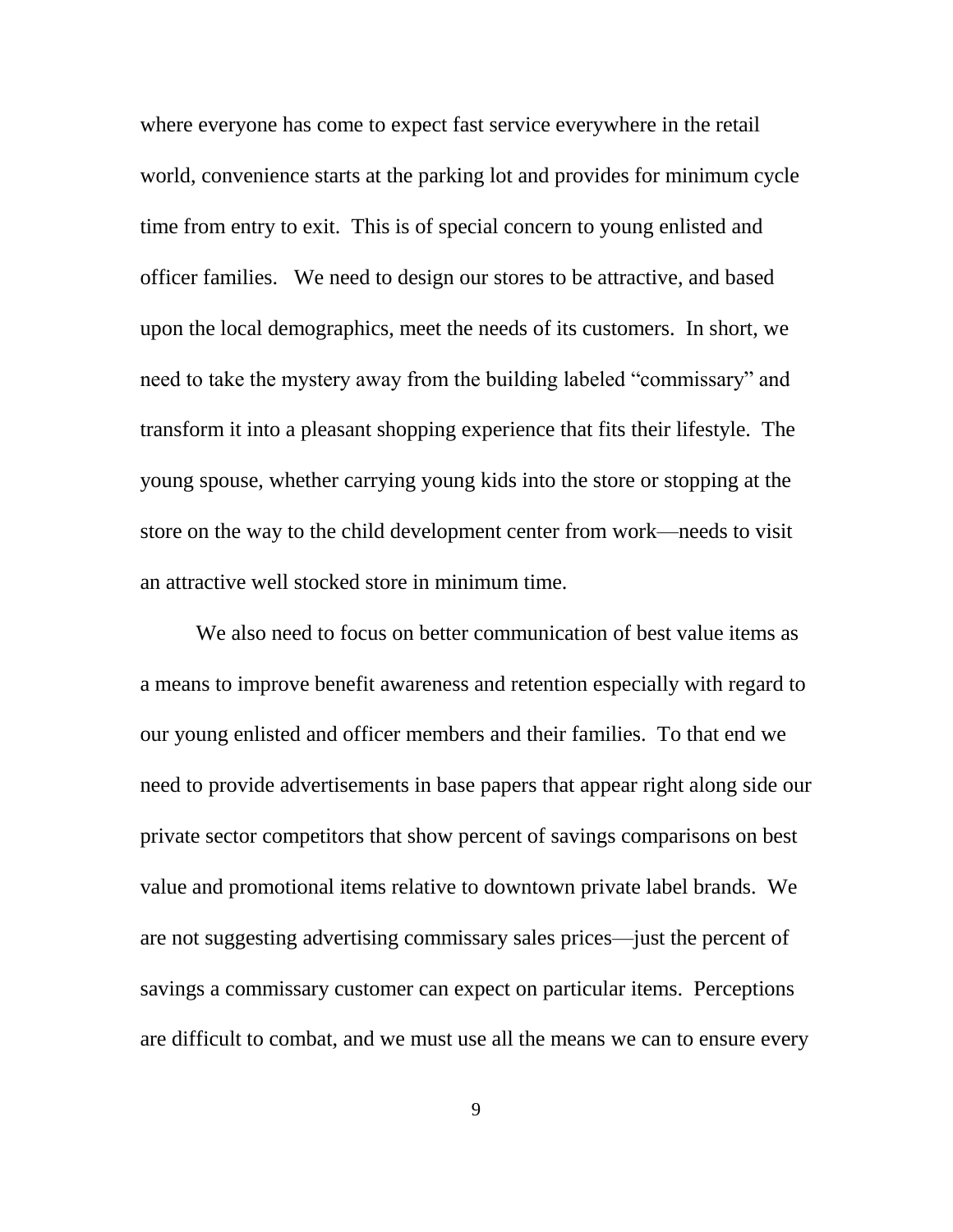where everyone has come to expect fast service everywhere in the retail world, convenience starts at the parking lot and provides for minimum cycle time from entry to exit. This is of special concern to young enlisted and officer families. We need to design our stores to be attractive, and based upon the local demographics, meet the needs of its customers. In short, we need to take the mystery away from the building labeled "commissary" and transform it into a pleasant shopping experience that fits their lifestyle. The young spouse, whether carrying young kids into the store or stopping at the store on the way to the child development center from work—needs to visit an attractive well stocked store in minimum time.

We also need to focus on better communication of best value items as a means to improve benefit awareness and retention especially with regard to our young enlisted and officer members and their families. To that end we need to provide advertisements in base papers that appear right along side our private sector competitors that show percent of savings comparisons on best value and promotional items relative to downtown private label brands. We are not suggesting advertising commissary sales prices—just the percent of savings a commissary customer can expect on particular items. Perceptions are difficult to combat, and we must use all the means we can to ensure every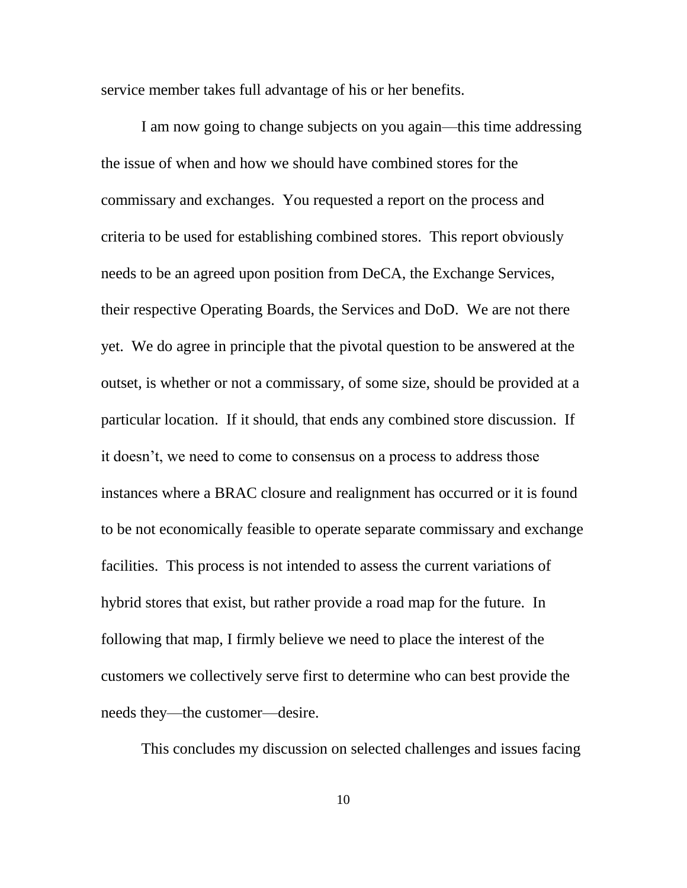service member takes full advantage of his or her benefits.

I am now going to change subjects on you again—this time addressing the issue of when and how we should have combined stores for the commissary and exchanges. You requested a report on the process and criteria to be used for establishing combined stores. This report obviously needs to be an agreed upon position from DeCA, the Exchange Services, their respective Operating Boards, the Services and DoD. We are not there yet. We do agree in principle that the pivotal question to be answered at the outset, is whether or not a commissary, of some size, should be provided at a particular location. If it should, that ends any combined store discussion. If it doesn't, we need to come to consensus on a process to address those instances where a BRAC closure and realignment has occurred or it is found to be not economically feasible to operate separate commissary and exchange facilities. This process is not intended to assess the current variations of hybrid stores that exist, but rather provide a road map for the future. In following that map, I firmly believe we need to place the interest of the customers we collectively serve first to determine who can best provide the needs they—the customer—desire.

This concludes my discussion on selected challenges and issues facing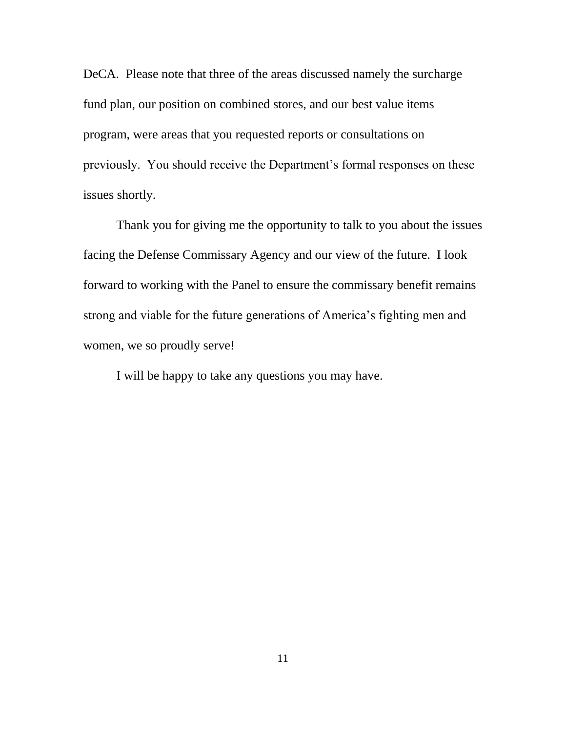DeCA. Please note that three of the areas discussed namely the surcharge fund plan, our position on combined stores, and our best value items program, were areas that you requested reports or consultations on previously. You should receive the Department's formal responses on these issues shortly.

Thank you for giving me the opportunity to talk to you about the issues facing the Defense Commissary Agency and our view of the future. I look forward to working with the Panel to ensure the commissary benefit remains strong and viable for the future generations of America's fighting men and women, we so proudly serve!

I will be happy to take any questions you may have.